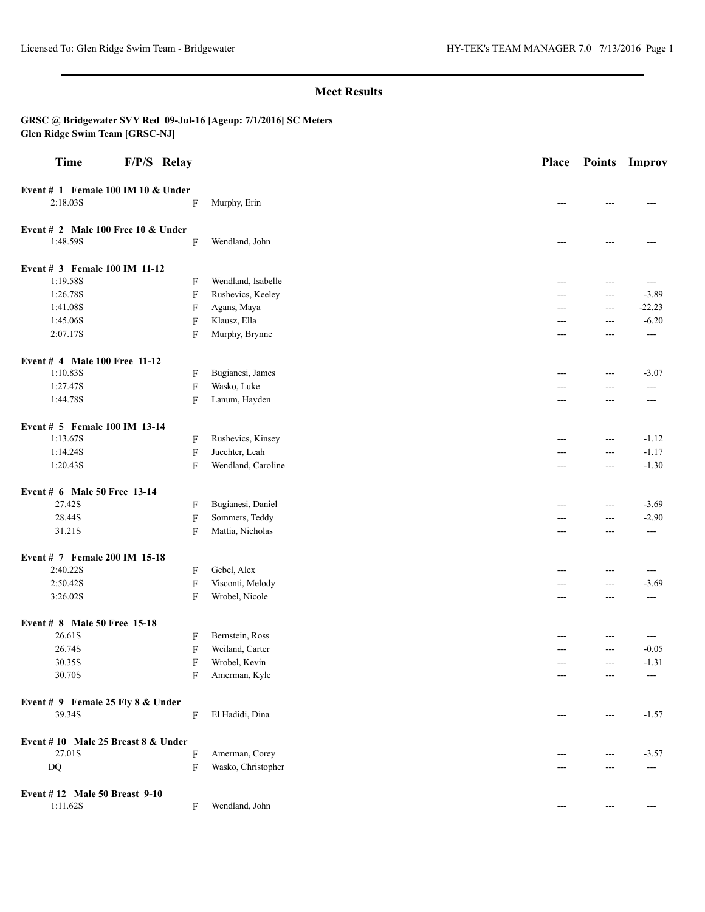## Meet Results

**GRSC @ Bridgewater SVY Red 09-Jul-16 [Ageup: 7/1/2016] SC Meters**
**Glen Ridge Swim Team [GRSC-NJ]**

| Time | F/P/S | Relay | | Place | Points | Improv |
|---|---|---|---|---|---|---|
| **Event # 1 Female 100 IM 10 & Under** | | | | | | |
| 2:18.03S | F | | Murphy, Erin | --- | --- | --- |
| **Event # 2 Male 100 Free 10 & Under** | | | | | | |
| 1:48.59S | F | | Wendland, John | --- | --- | --- |
| **Event # 3 Female 100 IM 11-12** | | | | | | |
| 1:19.58S | F | | Wendland, Isabelle | --- | --- | --- |
| 1:26.78S | F | | Rushevics, Keeley | --- | --- | -3.89 |
| 1:41.08S | F | | Agans, Maya | --- | --- | -22.23 |
| 1:45.06S | F | | Klausz, Ella | --- | --- | -6.20 |
| 2:07.17S | F | | Murphy, Brynne | --- | --- | --- |
| **Event # 4 Male 100 Free 11-12** | | | | | | |
| 1:10.83S | F | | Bugianesi, James | --- | --- | -3.07 |
| 1:27.47S | F | | Wasko, Luke | --- | --- | --- |
| 1:44.78S | F | | Lanum, Hayden | --- | --- | --- |
| **Event # 5 Female 100 IM 13-14** | | | | | | |
| 1:13.67S | F | | Rushevics, Kinsey | --- | --- | -1.12 |
| 1:14.24S | F | | Juechter, Leah | --- | --- | -1.17 |
| 1:20.43S | F | | Wendland, Caroline | --- | --- | -1.30 |
| **Event # 6 Male 50 Free 13-14** | | | | | | |
| 27.42S | F | | Bugianesi, Daniel | --- | --- | -3.69 |
| 28.44S | F | | Sommers, Teddy | --- | --- | -2.90 |
| 31.21S | F | | Mattia, Nicholas | --- | --- | --- |
| **Event # 7 Female 200 IM 15-18** | | | | | | |
| 2:40.22S | F | | Gebel, Alex | --- | --- | --- |
| 2:50.42S | F | | Visconti, Melody | --- | --- | -3.69 |
| 3:26.02S | F | | Wrobel, Nicole | --- | --- | --- |
| **Event # 8 Male 50 Free 15-18** | | | | | | |
| 26.61S | F | | Bernstein, Ross | --- | --- | --- |
| 26.74S | F | | Weiland, Carter | --- | --- | -0.05 |
| 30.35S | F | | Wrobel, Kevin | --- | --- | -1.31 |
| 30.70S | F | | Amerman, Kyle | --- | --- | --- |
| **Event # 9 Female 25 Fly 8 & Under** | | | | | | |
| 39.34S | F | | El Hadidi, Dina | --- | --- | -1.57 |
| **Event # 10 Male 25 Breast 8 & Under** | | | | | | |
| 27.01S | F | | Amerman, Corey | --- | --- | -3.57 |
| DQ | F | | Wasko, Christopher | --- | --- | --- |
| **Event # 12 Male 50 Breast 9-10** | | | | | | |
| 1:11.62S | F | | Wendland, John | --- | --- | --- |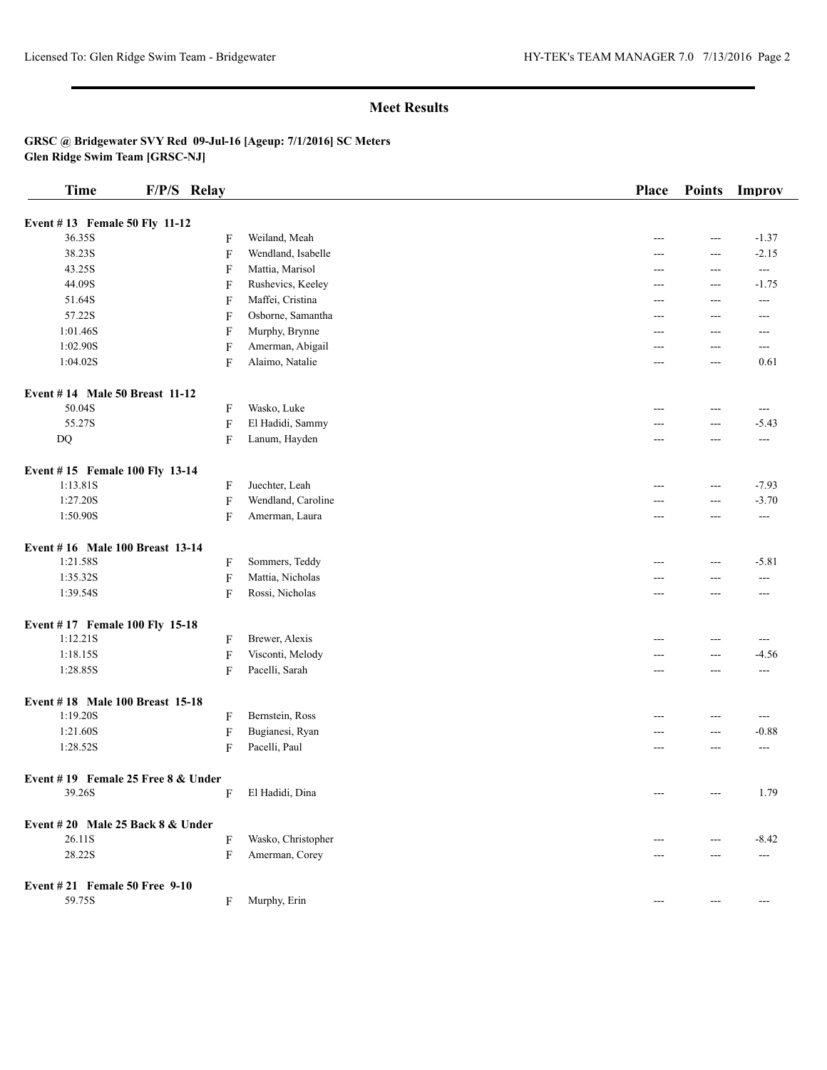## Meet Results

**GRSC @ Bridgewater SVY Red 09-Jul-16 [Ageup: 7/1/2016] SC Meters**
**Glen Ridge Swim Team [GRSC-NJ]**

| Time | F/P/S | Relay | | Place | Points | Improv |
|---|---|---|---|---|---|---|
| **Event # 13 Female 50 Fly 11-12** | | | | | | |
| 36.35S | F | | Weiland, Meah | --- | --- | -1.37 |
| 38.23S | F | | Wendland, Isabelle | --- | --- | -2.15 |
| 43.25S | F | | Mattia, Marisol | --- | --- | --- |
| 44.09S | F | | Rushevics, Keeley | --- | --- | -1.75 |
| 51.64S | F | | Maffei, Cristina | --- | --- | --- |
| 57.22S | F | | Osborne, Samantha | --- | --- | --- |
| 1:01.46S | F | | Murphy, Brynne | --- | --- | --- |
| 1:02.90S | F | | Amerman, Abigail | --- | --- | --- |
| 1:04.02S | F | | Alaimo, Natalie | --- | --- | 0.61 |
| **Event # 14 Male 50 Breast 11-12** | | | | | | |
| 50.04S | F | | Wasko, Luke | --- | --- | --- |
| 55.27S | F | | El Hadidi, Sammy | --- | --- | -5.43 |
| DQ | F | | Lanum, Hayden | --- | --- | --- |
| **Event # 15 Female 100 Fly 13-14** | | | | | | |
| 1:13.81S | F | | Juechter, Leah | --- | --- | -7.93 |
| 1:27.20S | F | | Wendland, Caroline | --- | --- | -3.70 |
| 1:50.90S | F | | Amerman, Laura | --- | --- | --- |
| **Event # 16 Male 100 Breast 13-14** | | | | | | |
| 1:21.58S | F | | Sommers, Teddy | --- | --- | -5.81 |
| 1:35.32S | F | | Mattia, Nicholas | --- | --- | --- |
| 1:39.54S | F | | Rossi, Nicholas | --- | --- | --- |
| **Event # 17 Female 100 Fly 15-18** | | | | | | |
| 1:12.21S | F | | Brewer, Alexis | --- | --- | --- |
| 1:18.15S | F | | Visconti, Melody | --- | --- | -4.56 |
| 1:28.85S | F | | Pacelli, Sarah | --- | --- | --- |
| **Event # 18 Male 100 Breast 15-18** | | | | | | |
| 1:19.20S | F | | Bernstein, Ross | --- | --- | --- |
| 1:21.60S | F | | Bugianesi, Ryan | --- | --- | -0.88 |
| 1:28.52S | F | | Pacelli, Paul | --- | --- | --- |
| **Event # 19 Female 25 Free 8 & Under** | | | | | | |
| 39.26S | F | | El Hadidi, Dina | --- | --- | 1.79 |
| **Event # 20 Male 25 Back 8 & Under** | | | | | | |
| 26.11S | F | | Wasko, Christopher | --- | --- | -8.42 |
| 28.22S | F | | Amerman, Corey | --- | --- | --- |
| **Event # 21 Female 50 Free 9-10** | | | | | | |
| 59.75S | F | | Murphy, Erin | --- | --- | --- |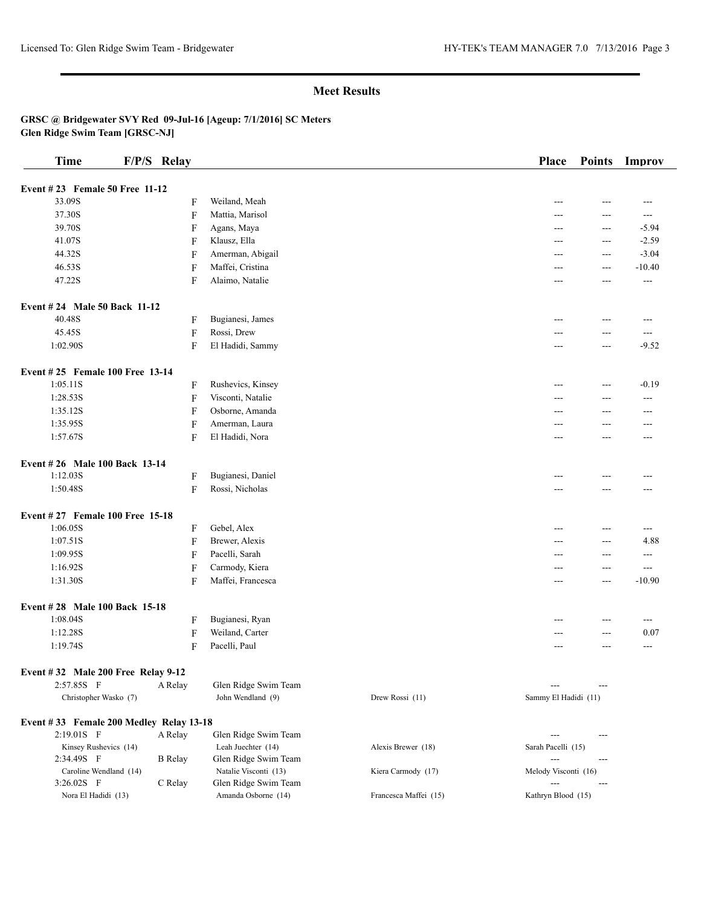## Meet Results

**GRSC @ Bridgewater SVY Red 09-Jul-16 [Ageup: 7/1/2016] SC Meters**
**Glen Ridge Swim Team [GRSC-NJ]**

| Time | F/P/S | Relay | | | Place | Points | Improv |
|---|---|---|---|---|---|---|---|
| **Event # 23 Female 50 Free 11-12** | | | | | | | |
| 33.09S | F | | Weiland, Meah | | --- | --- | --- |
| 37.30S | F | | Mattia, Marisol | | --- | --- | --- |
| 39.70S | F | | Agans, Maya | | --- | --- | -5.94 |
| 41.07S | F | | Klausz, Ella | | --- | --- | -2.59 |
| 44.32S | F | | Amerman, Abigail | | --- | --- | -3.04 |
| 46.53S | F | | Maffei, Cristina | | --- | --- | -10.40 |
| 47.22S | F | | Alaimo, Natalie | | --- | --- | --- |
| **Event # 24 Male 50 Back 11-12** | | | | | | | |
| 40.48S | F | | Bugianesi, James | | --- | --- | --- |
| 45.45S | F | | Rossi, Drew | | --- | --- | --- |
| 1:02.90S | F | | El Hadidi, Sammy | | --- | --- | -9.52 |
| **Event # 25 Female 100 Free 13-14** | | | | | | | |
| 1:05.11S | F | | Rushevics, Kinsey | | --- | --- | -0.19 |
| 1:28.53S | F | | Visconti, Natalie | | --- | --- | --- |
| 1:35.12S | F | | Osborne, Amanda | | --- | --- | --- |
| 1:35.95S | F | | Amerman, Laura | | --- | --- | --- |
| 1:57.67S | F | | El Hadidi, Nora | | --- | --- | --- |
| **Event # 26 Male 100 Back 13-14** | | | | | | | |
| 1:12.03S | F | | Bugianesi, Daniel | | --- | --- | --- |
| 1:50.48S | F | | Rossi, Nicholas | | --- | --- | --- |
| **Event # 27 Female 100 Free 15-18** | | | | | | | |
| 1:06.05S | F | | Gebel, Alex | | --- | --- | --- |
| 1:07.51S | F | | Brewer, Alexis | | --- | --- | 4.88 |
| 1:09.95S | F | | Pacelli, Sarah | | --- | --- | --- |
| 1:16.92S | F | | Carmody, Kiera | | --- | --- | --- |
| 1:31.30S | F | | Maffei, Francesca | | --- | --- | -10.90 |
| **Event # 28 Male 100 Back 15-18** | | | | | | | |
| 1:08.04S | F | | Bugianesi, Ryan | | --- | --- | --- |
| 1:12.28S | F | | Weiland, Carter | | --- | --- | 0.07 |
| 1:19.74S | F | | Pacelli, Paul | | --- | --- | --- |
| **Event # 32 Male 200 Free Relay 9-12** | | | | | | | |
| 2:57.85S | F | A Relay | Glen Ridge Swim Team | | --- | --- | |
| Christopher Wasko (7) | | | John Wendland (9) | Drew Rossi (11) | Sammy El Hadidi (11) | | |
| **Event # 33 Female 200 Medley Relay 13-18** | | | | | | | |
| 2:19.01S | F | A Relay | Glen Ridge Swim Team | | --- | --- | |
| Kinsey Rushevics (14) | | | Leah Juechter (14) | Alexis Brewer (18) | Sarah Pacelli (15) | | |
| 2:34.49S | F | B Relay | Glen Ridge Swim Team | | --- | --- | |
| Caroline Wendland (14) | | | Natalie Visconti (13) | Kiera Carmody (17) | Melody Visconti (16) | | |
| 3:26.02S | F | C Relay | Glen Ridge Swim Team | | --- | --- | |
| Nora El Hadidi (13) | | | Amanda Osborne (14) | Francesca Maffei (15) | Kathryn Blood (15) | | |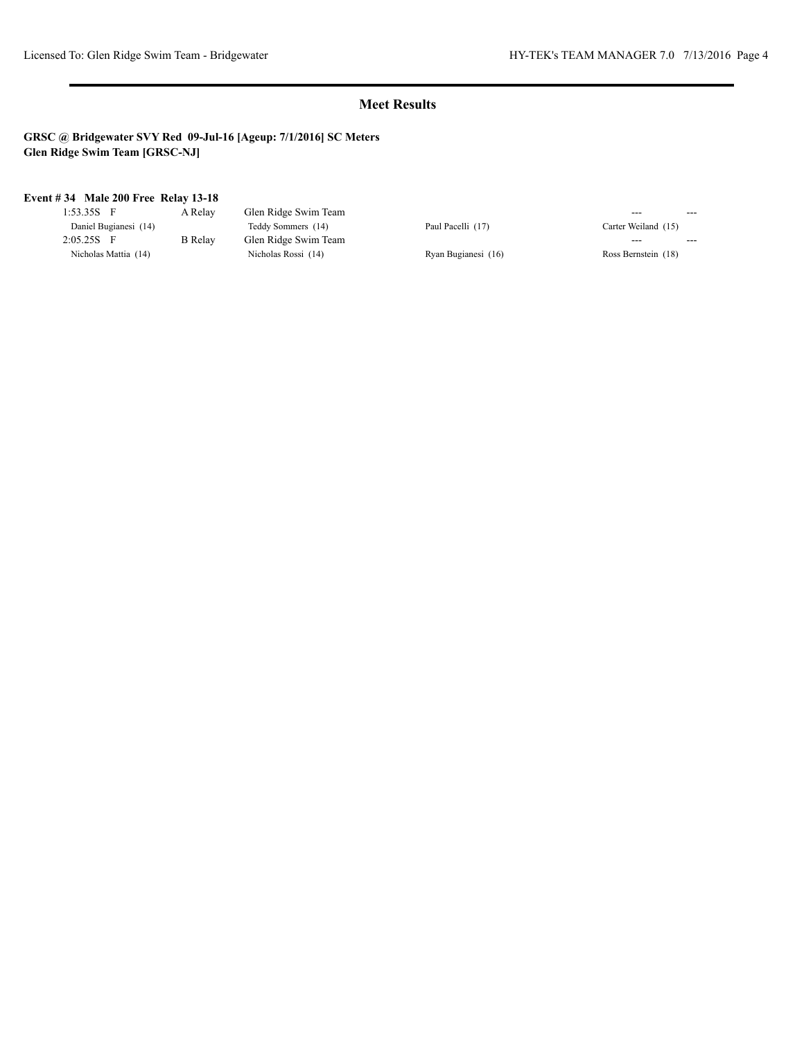## Meet Results

**GRSC @ Bridgewater SVY Red 09-Jul-16 [Ageup: 7/1/2016] SC Meters**
**Glen Ridge Swim Team [GRSC-NJ]**

**Event # 34 Male 200 Free Relay 13-18**

| | | | | | |
|---|---|---|---|---|---|
| 1:53.35S F | A Relay | Glen Ridge Swim Team | | --- | --- |
| Daniel Bugianesi (14) | | Teddy Sommers (14) | Paul Pacelli (17) | Carter Weiland (15) | |
| 2:05.25S F | B Relay | Glen Ridge Swim Team | | --- | --- |
| Nicholas Mattia (14) | | Nicholas Rossi (14) | Ryan Bugianesi (16) | Ross Bernstein (18) | |